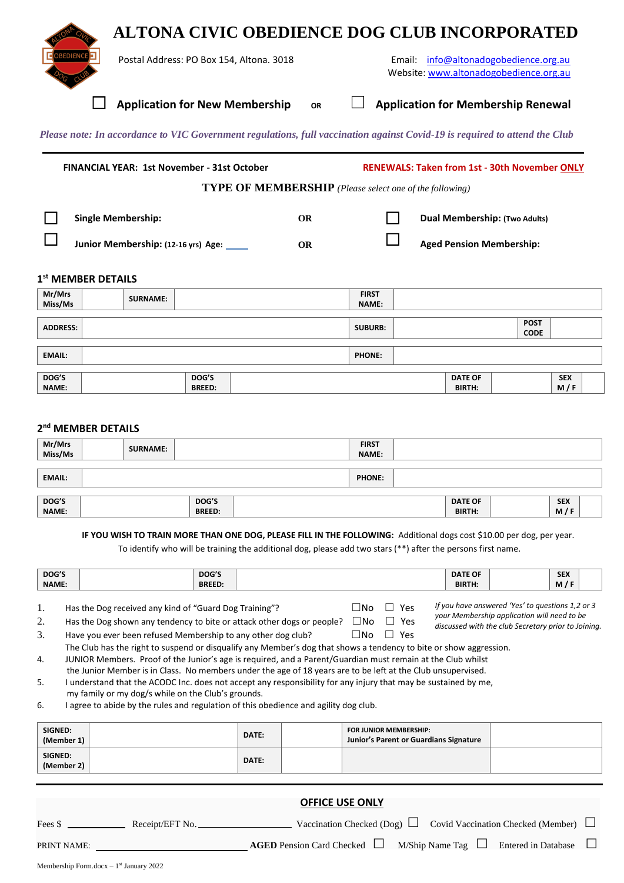# ALTONA CIVIC OBEDIENCE DOG CLUB INCORPORATED

Postal Address: PO Box 154, Altona. 3018

Email: info@altonadogobedience.org.au
Website: www.altonadogobedience.org.au

☐ **Application for New Membership** OR ☐ **Application for Membership Renewal**

*Please note: In accordance to VIC Government regulations, full vaccination against Covid-19 is required to attend the Club*

---

**FINANCIAL YEAR: 1st November - 31st October** **RENEWALS: Taken from 1st - 30th November ONLY**

**TYPE OF MEMBERSHIP** *(Please select one of the following)*

☐ **Single Membership:** OR ☐ **Dual Membership:** (Two Adults)

☐ **Junior Membership:** (12-16 yrs) **Age:** ____ OR ☐ **Aged Pension Membership:**

## 1st MEMBER DETAILS

| Mr/Mrs Miss/Ms | | SURNAME: | | FIRST NAME: | | | |
|---|---|---|---|---|---|---|---|
| ADDRESS: | | | | SUBURB: | | POST CODE | |
| EMAIL: | | | | PHONE: | | | |
| DOG'S NAME: | | DOG'S BREED: | | DATE OF BIRTH: | | SEX M / F | |

## 2nd MEMBER DETAILS

| Mr/Mrs Miss/Ms | | SURNAME: | | FIRST NAME: | | | |
|---|---|---|---|---|---|---|---|
| EMAIL: | | | | PHONE: | | | |
| DOG'S NAME: | | DOG'S BREED: | | DATE OF BIRTH: | | SEX M / F | |

**IF YOU WISH TO TRAIN MORE THAN ONE DOG, PLEASE FILL IN THE FOLLOWING:** Additional dogs cost $10.00 per dog, per year.
To identify who will be training the additional dog, please add two stars (**) after the persons first name.

| DOG'S NAME: | | DOG'S BREED: | | DATE OF BIRTH: | | SEX M / F | |
|---|---|---|---|---|---|---|---|

1. Has the Dog received any kind of "Guard Dog Training"? ☐No ☐ Yes
2. Has the Dog shown any tendency to bite or attack other dogs or people? ☐No ☐ Yes
3. Have you ever been refused Membership to any other dog club? ☐No ☐ Yes
   The Club has the right to suspend or disqualify any Member's dog that shows a tendency to bite or show aggression.

*If you have answered 'Yes' to questions 1,2 or 3 your Membership application will need to be discussed with the club Secretary prior to Joining.*

4. JUNIOR Members. Proof of the Junior's age is required, and a Parent/Guardian must remain at the Club whilst the Junior Member is in Class. No members under the age of 18 years are to be left at the Club unsupervised.
5. I understand that the ACODC Inc. does not accept any responsibility for any injury that may be sustained by me, my family or my dog/s while on the Club's grounds.
6. I agree to abide by the rules and regulation of this obedience and agility dog club.

| SIGNED: (Member 1) | | DATE: | | FOR JUNIOR MEMBERSHIP: Junior's Parent or Guardians Signature | |
|---|---|---|---|---|---|
| SIGNED: (Member 2) | | DATE: | | | |

---

**OFFICE USE ONLY**

Fees $ ________ Receipt/EFT No. ____________ Vaccination Checked (Dog) ☐ Covid Vaccination Checked (Member) ☐

PRINT NAME: ______________________ **AGED** Pension Card Checked ☐ M/Ship Name Tag ☐ Entered in Database ☐

Membership Form.docx – 1st January 2022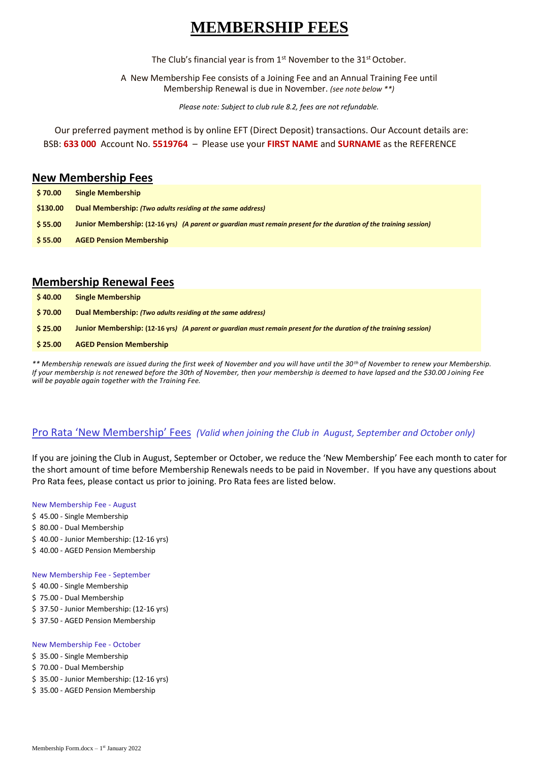# MEMBERSHIP FEES

The Club's financial year is from 1st November to the 31st October.

A New Membership Fee consists of a Joining Fee and an Annual Training Fee until Membership Renewal is due in November. *(see note below **)*

*Please note: Subject to club rule 8.2, fees are not refundable.*

Our preferred payment method is by online EFT (Direct Deposit) transactions. Our Account details are:
BSB: **633 000** Account No. **5519764** – Please use your **FIRST NAME** and **SURNAME** as the REFERENCE

## New Membership Fees

| | |
|---|---|
| **$ 70.00** | **Single Membership** |
| **$130.00** | **Dual Membership:** ***(Two adults residing at the same address)*** |
| **$ 55.00** | **Junior Membership: (12-16 yrs)** ***(A parent or guardian must remain present for the duration of the training session)*** |
| **$ 55.00** | **AGED Pension Membership** |

## Membership Renewal Fees

| | |
|---|---|
| **$ 40.00** | **Single Membership** |
| **$ 70.00** | **Dual Membership:** ***(Two adults residing at the same address)*** |
| **$ 25.00** | **Junior Membership: (12-16 yrs)** ***(A parent or guardian must remain present for the duration of the training session)*** |
| **$ 25.00** | **AGED Pension Membership** |

*** Membership renewals are issued during the first week of November and you will have until the 30th of November to renew your Membership. If your membership is not renewed before the 30th of November, then your membership is deemed to have lapsed and the $30.00 Joining Fee will be payable again together with the Training Fee.*

## Pro Rata 'New Membership' Fees *(Valid when joining the Club in August, September and October only)*

If you are joining the Club in August, September or October, we reduce the 'New Membership' Fee each month to cater for the short amount of time before Membership Renewals needs to be paid in November. If you have any questions about Pro Rata fees, please contact us prior to joining. Pro Rata fees are listed below.

New Membership Fee - August

- $ 45.00 - Single Membership
- $ 80.00 - Dual Membership
- $ 40.00 - Junior Membership: (12-16 yrs)
- $ 40.00 - AGED Pension Membership

New Membership Fee - September

- $ 40.00 - Single Membership
- $ 75.00 - Dual Membership
- $ 37.50 - Junior Membership: (12-16 yrs)
- $ 37.50 - AGED Pension Membership

New Membership Fee - October

- $ 35.00 - Single Membership
- $ 70.00 - Dual Membership
- $ 35.00 - Junior Membership: (12-16 yrs)
- $ 35.00 - AGED Pension Membership

Membership Form.docx – 1st January 2022